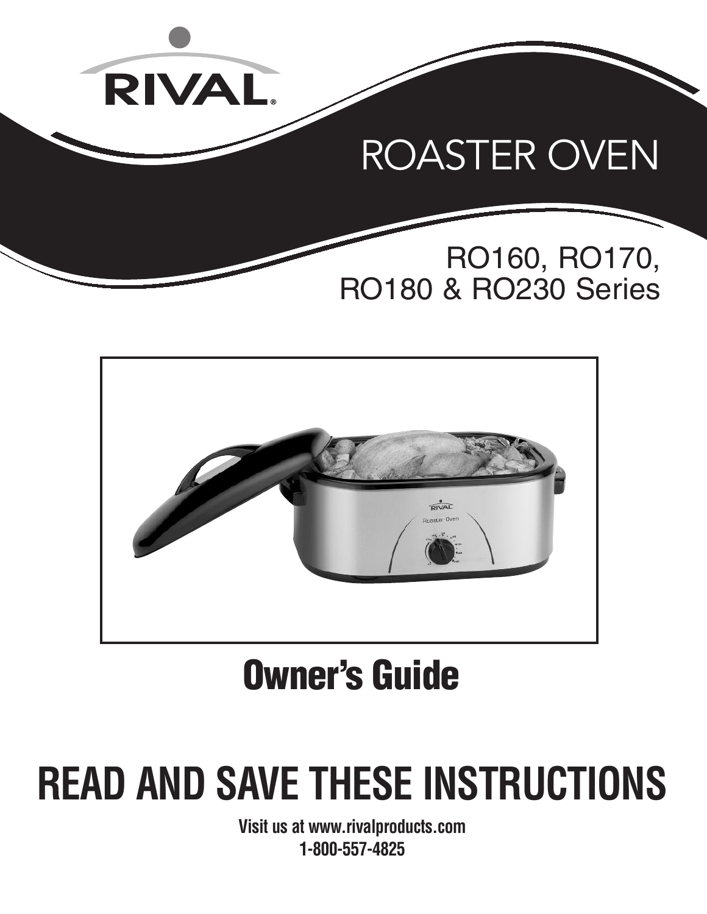RIVAL®

# ROASTER OVEN

## RO160, RO170, RO180 & RO230 Series

# Owner's Guide

# READ AND SAVE THESE INSTRUCTIONS

**Visit us at www.rivalproducts.com**
**1-800-557-4825**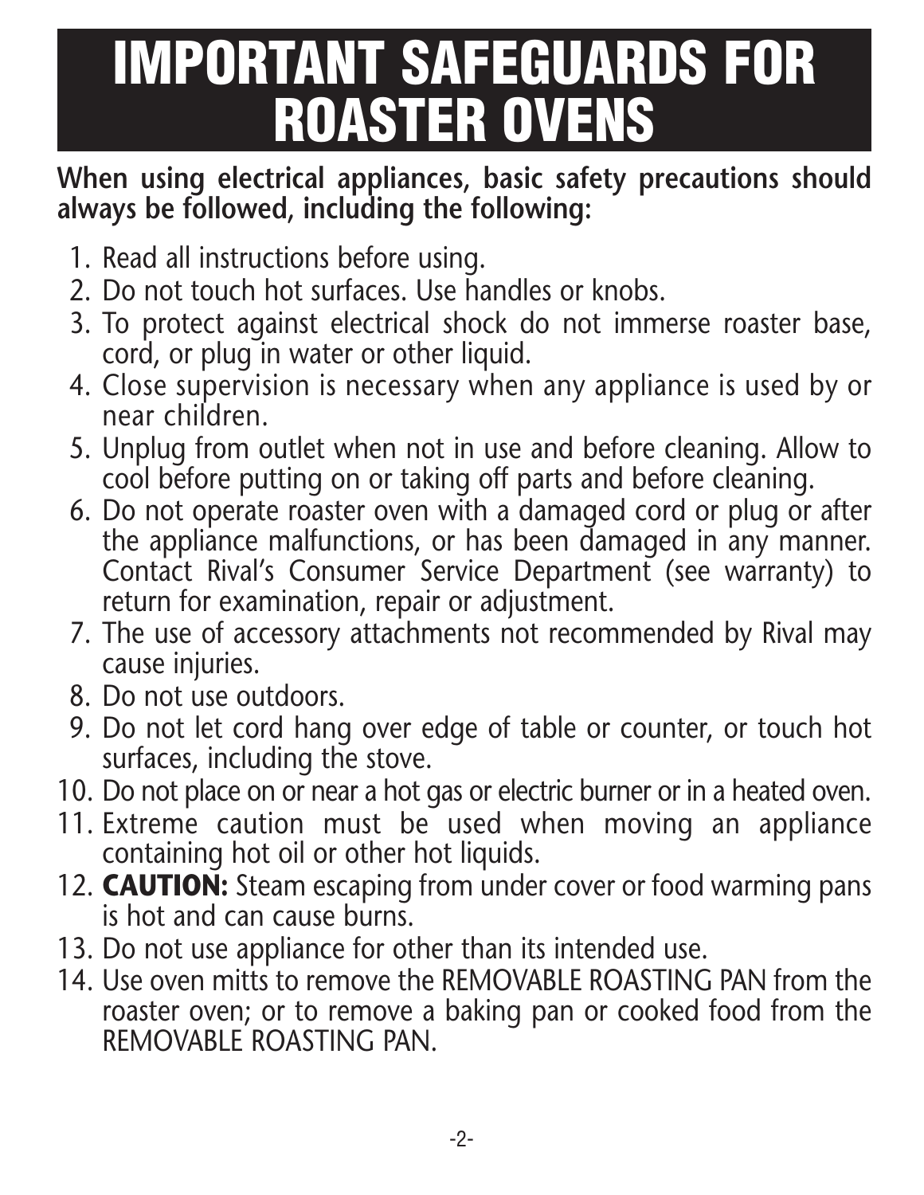# IMPORTANT SAFEGUARDS FOR ROASTER OVENS

**When using electrical appliances, basic safety precautions should always be followed, including the following:**

1. Read all instructions before using.
2. Do not touch hot surfaces. Use handles or knobs.
3. To protect against electrical shock do not immerse roaster base, cord, or plug in water or other liquid.
4. Close supervision is necessary when any appliance is used by or near children.
5. Unplug from outlet when not in use and before cleaning. Allow to cool before putting on or taking off parts and before cleaning.
6. Do not operate roaster oven with a damaged cord or plug or after the appliance malfunctions, or has been damaged in any manner. Contact Rival's Consumer Service Department (see warranty) to return for examination, repair or adjustment.
7. The use of accessory attachments not recommended by Rival may cause injuries.
8. Do not use outdoors.
9. Do not let cord hang over edge of table or counter, or touch hot surfaces, including the stove.
10. Do not place on or near a hot gas or electric burner or in a heated oven.
11. Extreme caution must be used when moving an appliance containing hot oil or other hot liquids.
12. **CAUTION:** Steam escaping from under cover or food warming pans is hot and can cause burns.
13. Do not use appliance for other than its intended use.
14. Use oven mitts to remove the REMOVABLE ROASTING PAN from the roaster oven; or to remove a baking pan or cooked food from the REMOVABLE ROASTING PAN.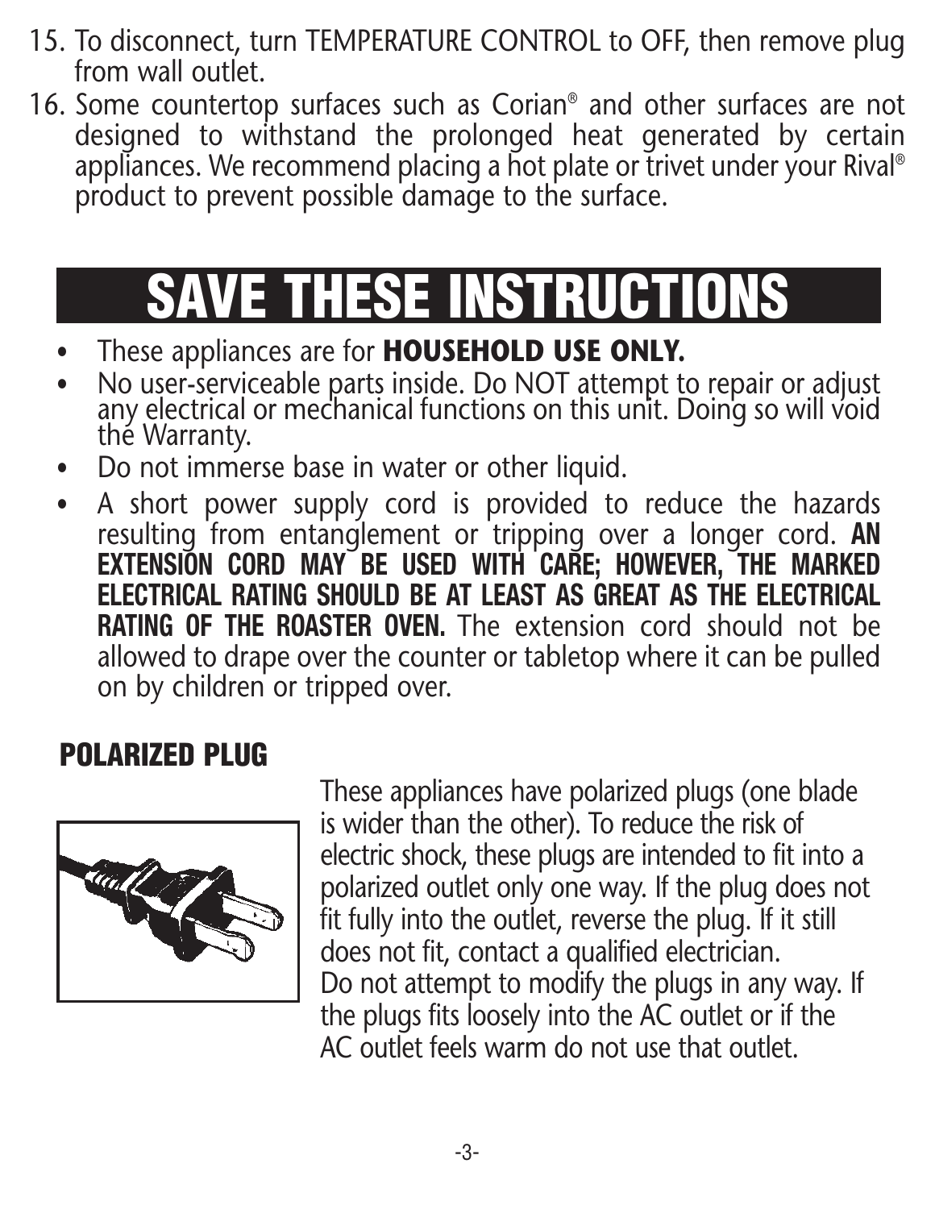15. To disconnect, turn TEMPERATURE CONTROL to OFF, then remove plug from wall outlet.
16. Some countertop surfaces such as Corian® and other surfaces are not designed to withstand the prolonged heat generated by certain appliances. We recommend placing a hot plate or trivet under your Rival® product to prevent possible damage to the surface.

# SAVE THESE INSTRUCTIONS

- These appliances are for **HOUSEHOLD USE ONLY.**
- No user-serviceable parts inside. Do NOT attempt to repair or adjust any electrical or mechanical functions on this unit. Doing so will void the Warranty.
- Do not immerse base in water or other liquid.
- A short power supply cord is provided to reduce the hazards resulting from entanglement or tripping over a longer cord. **AN EXTENSION CORD MAY BE USED WITH CARE; HOWEVER, THE MARKED ELECTRICAL RATING SHOULD BE AT LEAST AS GREAT AS THE ELECTRICAL RATING OF THE ROASTER OVEN.** The extension cord should not be allowed to drape over the counter or tabletop where it can be pulled on by children or tripped over.

## POLARIZED PLUG

These appliances have polarized plugs (one blade is wider than the other). To reduce the risk of electric shock, these plugs are intended to fit into a polarized outlet only one way. If the plug does not fit fully into the outlet, reverse the plug. If it still does not fit, contact a qualified electrician. Do not attempt to modify the plugs in any way. If the plugs fits loosely into the AC outlet or if the AC outlet feels warm do not use that outlet.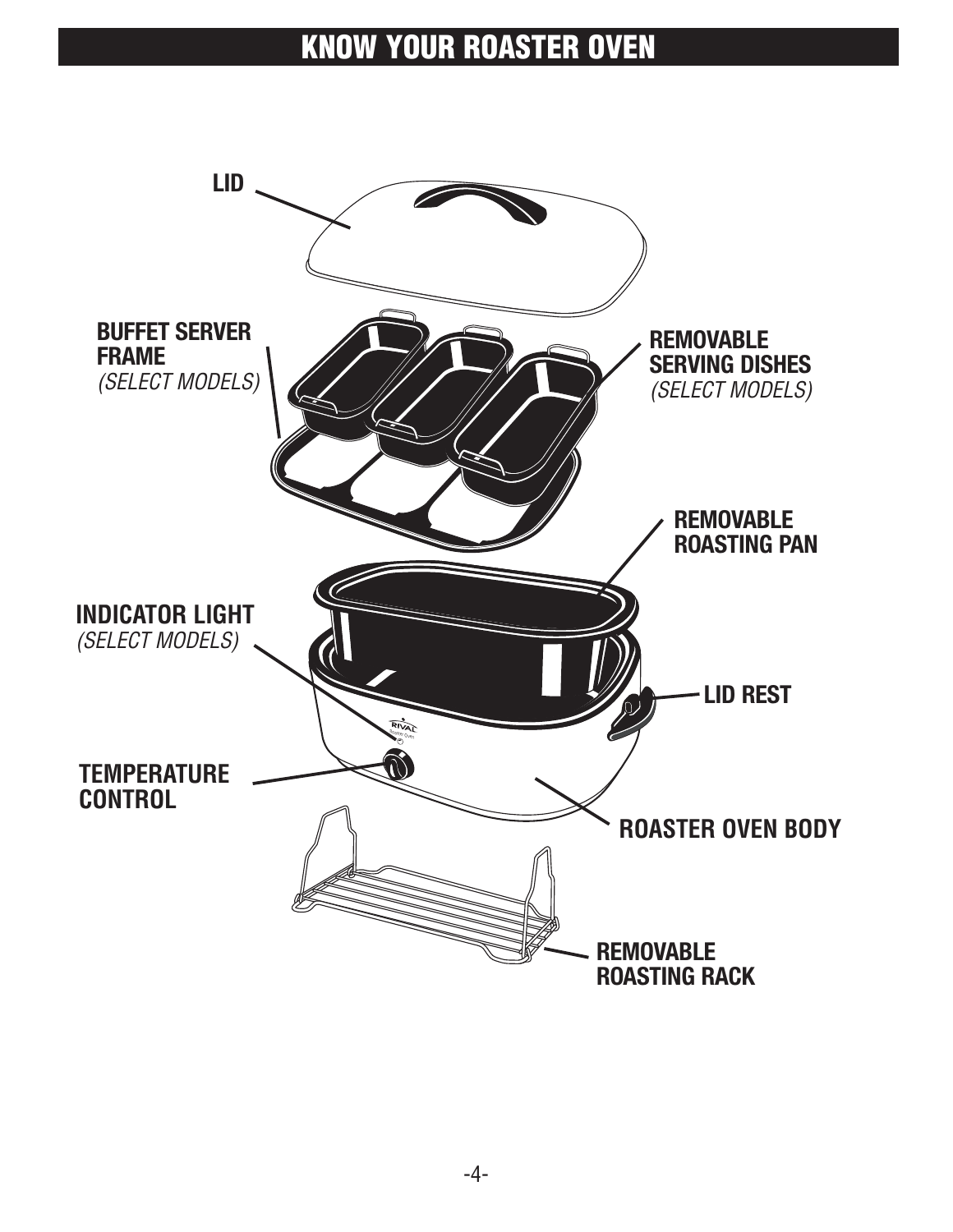# KNOW YOUR ROASTER OVEN

LID

BUFFET SERVER FRAME
*(SELECT MODELS)*

REMOVABLE SERVING DISHES
*(SELECT MODELS)*

REMOVABLE ROASTING PAN

INDICATOR LIGHT
*(SELECT MODELS)*

LID REST

TEMPERATURE CONTROL

ROASTER OVEN BODY

REMOVABLE ROASTING RACK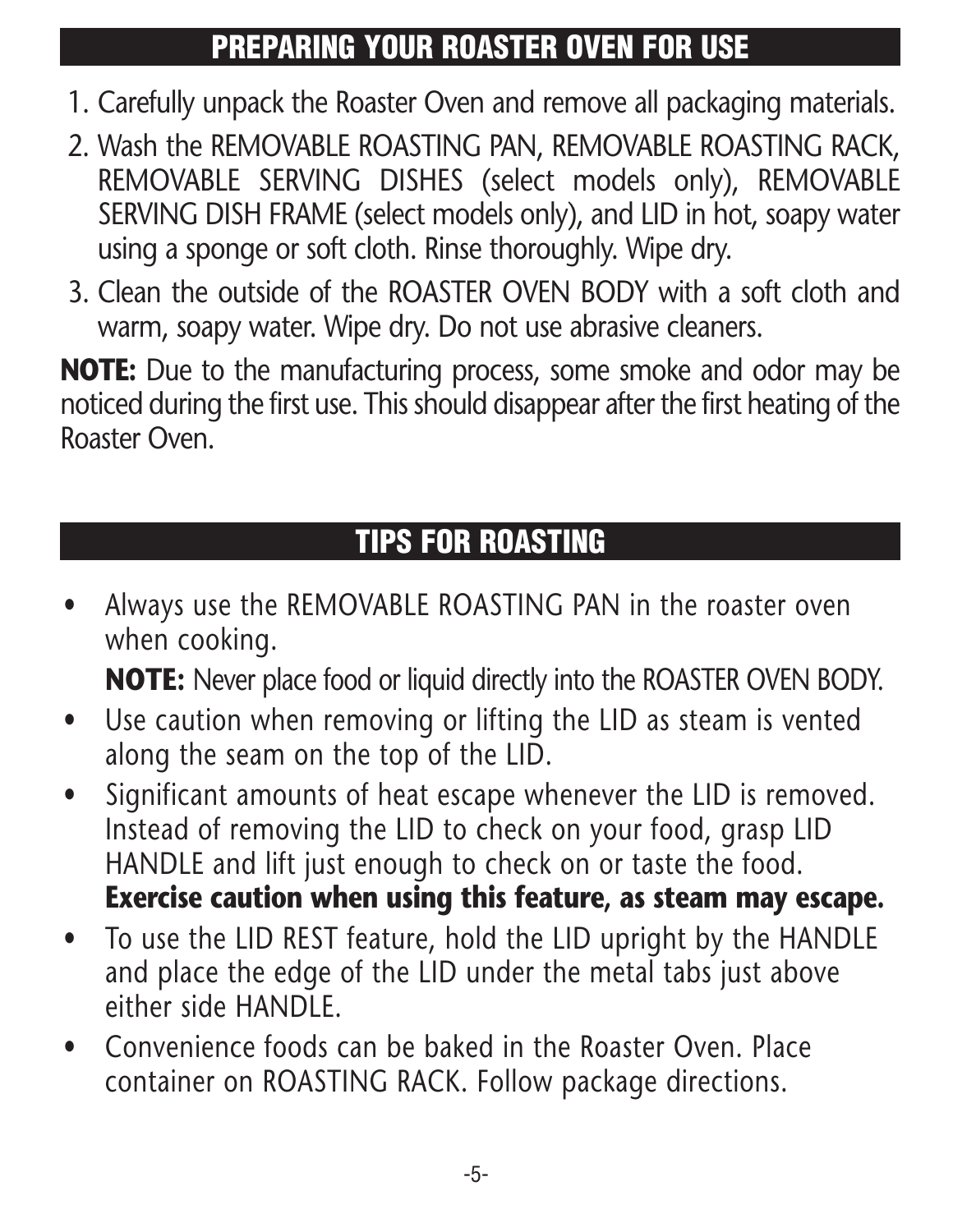## PREPARING YOUR ROASTER OVEN FOR USE

1. Carefully unpack the Roaster Oven and remove all packaging materials.
2. Wash the REMOVABLE ROASTING PAN, REMOVABLE ROASTING RACK, REMOVABLE SERVING DISHES (select models only), REMOVABLE SERVING DISH FRAME (select models only), and LID in hot, soapy water using a sponge or soft cloth. Rinse thoroughly. Wipe dry.
3. Clean the outside of the ROASTER OVEN BODY with a soft cloth and warm, soapy water. Wipe dry. Do not use abrasive cleaners.

**NOTE:** Due to the manufacturing process, some smoke and odor may be noticed during the first use. This should disappear after the first heating of the Roaster Oven.

## TIPS FOR ROASTING

- Always use the REMOVABLE ROASTING PAN in the roaster oven when cooking.

  **NOTE:** Never place food or liquid directly into the ROASTER OVEN BODY.
- Use caution when removing or lifting the LID as steam is vented along the seam on the top of the LID.
- Significant amounts of heat escape whenever the LID is removed. Instead of removing the LID to check on your food, grasp LID HANDLE and lift just enough to check on or taste the food. **Exercise caution when using this feature, as steam may escape.**
- To use the LID REST feature, hold the LID upright by the HANDLE and place the edge of the LID under the metal tabs just above either side HANDLE.
- Convenience foods can be baked in the Roaster Oven. Place container on ROASTING RACK. Follow package directions.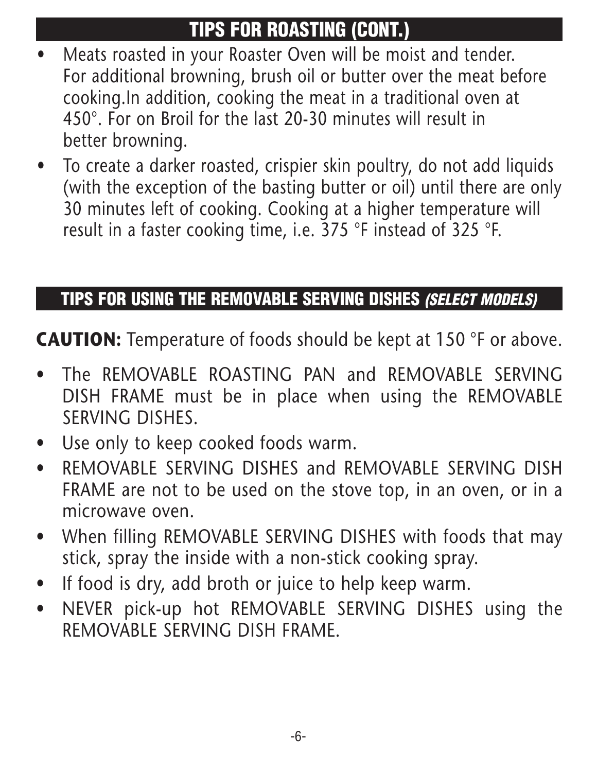## TIPS FOR ROASTING (CONT.)

- Meats roasted in your Roaster Oven will be moist and tender. For additional browning, brush oil or butter over the meat before cooking.In addition, cooking the meat in a traditional oven at 450°. For on Broil for the last 20-30 minutes will result in better browning.
- To create a darker roasted, crispier skin poultry, do not add liquids (with the exception of the basting butter or oil) until there are only 30 minutes left of cooking. Cooking at a higher temperature will result in a faster cooking time, i.e. 375 °F instead of 325 °F.

## TIPS FOR USING THE REMOVABLE SERVING DISHES *(SELECT MODELS)*

**CAUTION:** Temperature of foods should be kept at 150 °F or above.

- The REMOVABLE ROASTING PAN and REMOVABLE SERVING DISH FRAME must be in place when using the REMOVABLE SERVING DISHES.
- Use only to keep cooked foods warm.
- REMOVABLE SERVING DISHES and REMOVABLE SERVING DISH FRAME are not to be used on the stove top, in an oven, or in a microwave oven.
- When filling REMOVABLE SERVING DISHES with foods that may stick, spray the inside with a non-stick cooking spray.
- If food is dry, add broth or juice to help keep warm.
- NEVER pick-up hot REMOVABLE SERVING DISHES using the REMOVABLE SERVING DISH FRAME.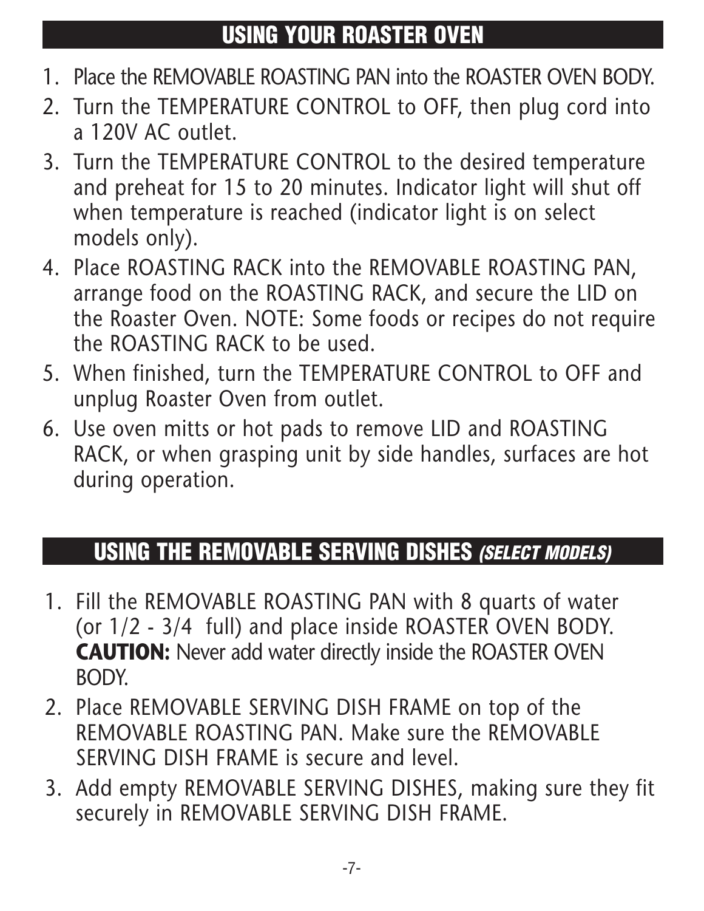## USING YOUR ROASTER OVEN

1. Place the REMOVABLE ROASTING PAN into the ROASTER OVEN BODY.
2. Turn the TEMPERATURE CONTROL to OFF, then plug cord into a 120V AC outlet.
3. Turn the TEMPERATURE CONTROL to the desired temperature and preheat for 15 to 20 minutes. Indicator light will shut off when temperature is reached (indicator light is on select models only).
4. Place ROASTING RACK into the REMOVABLE ROASTING PAN, arrange food on the ROASTING RACK, and secure the LID on the Roaster Oven. NOTE: Some foods or recipes do not require the ROASTING RACK to be used.
5. When finished, turn the TEMPERATURE CONTROL to OFF and unplug Roaster Oven from outlet.
6. Use oven mitts or hot pads to remove LID and ROASTING RACK, or when grasping unit by side handles, surfaces are hot during operation.

## USING THE REMOVABLE SERVING DISHES *(SELECT MODELS)*

1. Fill the REMOVABLE ROASTING PAN with 8 quarts of water (or 1/2 - 3/4 full) and place inside ROASTER OVEN BODY. **CAUTION:** Never add water directly inside the ROASTER OVEN BODY.
2. Place REMOVABLE SERVING DISH FRAME on top of the REMOVABLE ROASTING PAN. Make sure the REMOVABLE SERVING DISH FRAME is secure and level.
3. Add empty REMOVABLE SERVING DISHES, making sure they fit securely in REMOVABLE SERVING DISH FRAME.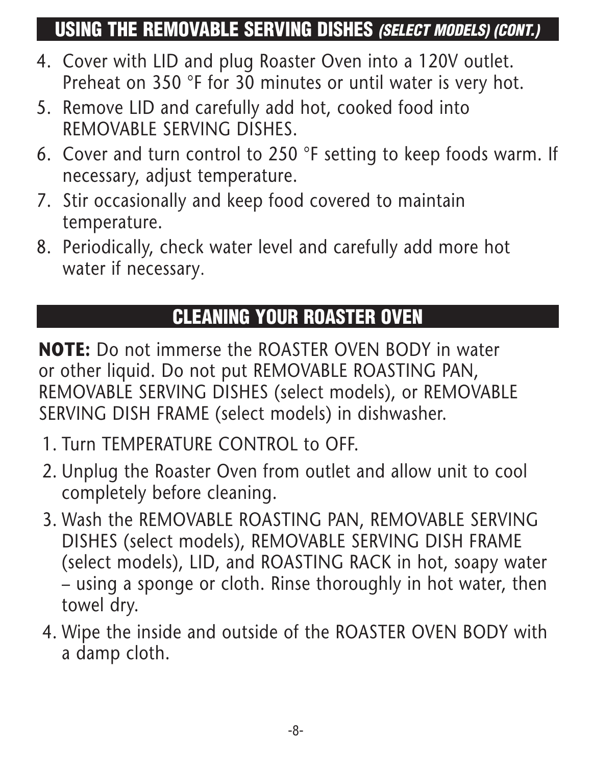## USING THE REMOVABLE SERVING DISHES *(SELECT MODELS) (CONT.)*

4. Cover with LID and plug Roaster Oven into a 120V outlet. Preheat on 350 °F for 30 minutes or until water is very hot.
5. Remove LID and carefully add hot, cooked food into REMOVABLE SERVING DISHES.
6. Cover and turn control to 250 °F setting to keep foods warm. If necessary, adjust temperature.
7. Stir occasionally and keep food covered to maintain temperature.
8. Periodically, check water level and carefully add more hot water if necessary.

## CLEANING YOUR ROASTER OVEN

**NOTE:** Do not immerse the ROASTER OVEN BODY in water or other liquid. Do not put REMOVABLE ROASTING PAN, REMOVABLE SERVING DISHES (select models), or REMOVABLE SERVING DISH FRAME (select models) in dishwasher.

1. Turn TEMPERATURE CONTROL to OFF.
2. Unplug the Roaster Oven from outlet and allow unit to cool completely before cleaning.
3. Wash the REMOVABLE ROASTING PAN, REMOVABLE SERVING DISHES (select models), REMOVABLE SERVING DISH FRAME (select models), LID, and ROASTING RACK in hot, soapy water – using a sponge or cloth. Rinse thoroughly in hot water, then towel dry.
4. Wipe the inside and outside of the ROASTER OVEN BODY with a damp cloth.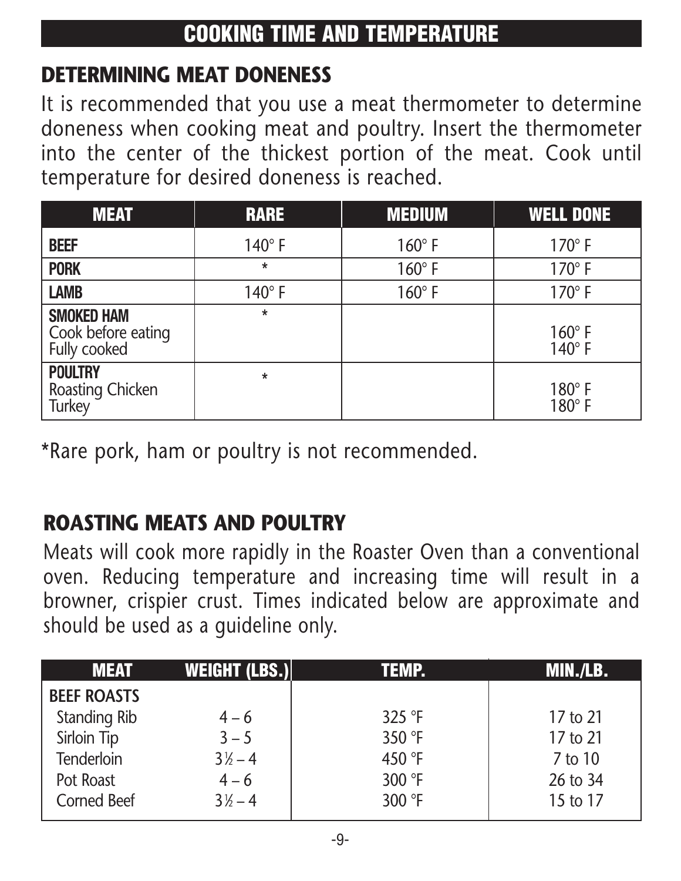## COOKING TIME AND TEMPERATURE

### DETERMINING MEAT DONENESS

It is recommended that you use a meat thermometer to determine doneness when cooking meat and poultry. Insert the thermometer into the center of the thickest portion of the meat. Cook until temperature for desired doneness is reached.

| MEAT | RARE | MEDIUM | WELL DONE |
|---|---|---|---|
| **BEEF** | 140° F | 160° F | 170° F |
| **PORK** | * | 160° F | 170° F |
| **LAMB** | 140° F | 160° F | 170° F |
| **SMOKED HAM** | * | | |
| Cook before eating | | | 160° F |
| Fully cooked | | | 140° F |
| **POULTRY** | * | | |
| Roasting Chicken | | | 180° F |
| Turkey | | | 180° F |

*Rare pork, ham or poultry is not recommended.

### ROASTING MEATS AND POULTRY

Meats will cook more rapidly in the Roaster Oven than a conventional oven. Reducing temperature and increasing time will result in a browner, crispier crust. Times indicated below are approximate and should be used as a guideline only.

| MEAT | WEIGHT (LBS.) | TEMP. | MIN./LB. |
|---|---|---|---|
| **BEEF ROASTS** | | | |
| Standing Rib | 4 – 6 | 325 °F | 17 to 21 |
| Sirloin Tip | 3 – 5 | 350 °F | 17 to 21 |
| Tenderloin | 3½ – 4 | 450 °F | 7 to 10 |
| Pot Roast | 4 – 6 | 300 °F | 26 to 34 |
| Corned Beef | 3½ – 4 | 300 °F | 15 to 17 |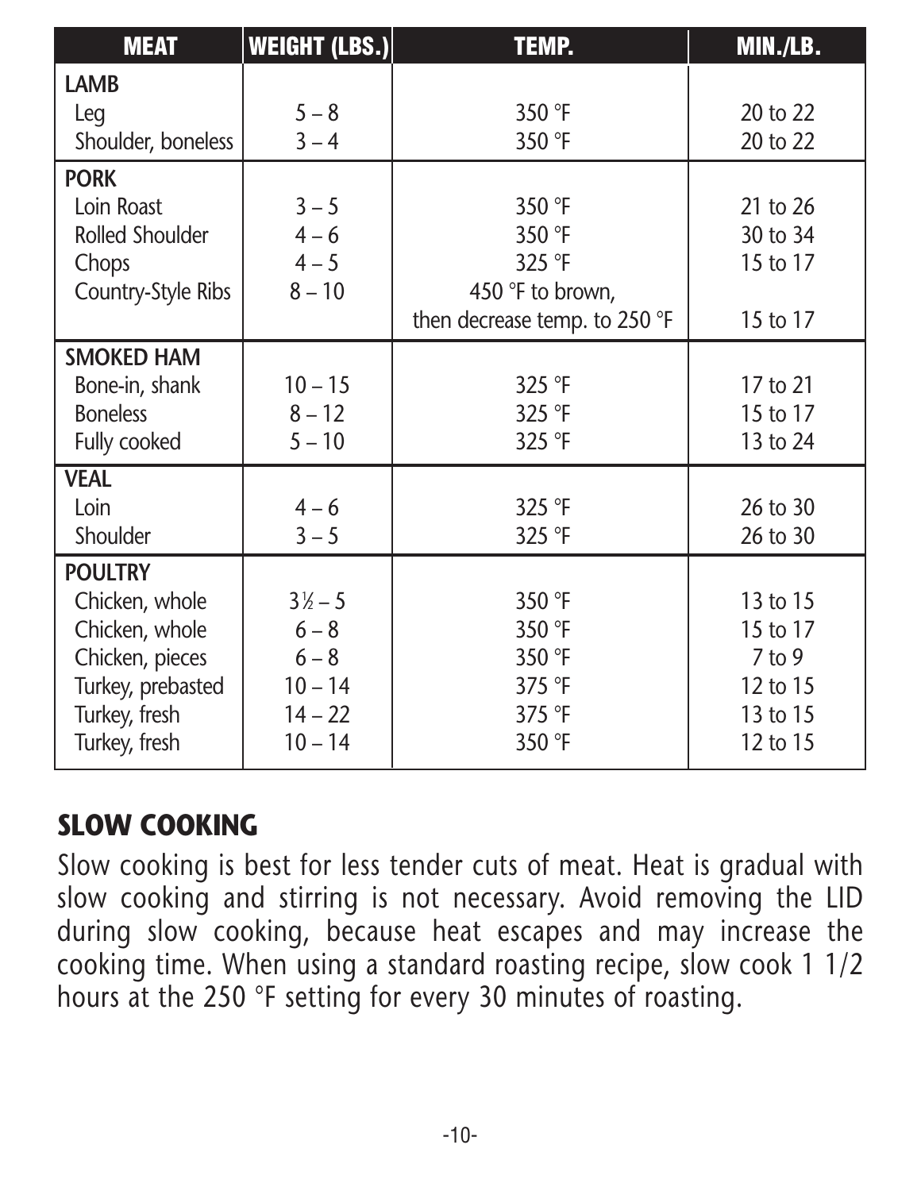| MEAT | WEIGHT (LBS.) | TEMP. | MIN./LB. |
|---|---|---|---|
| **LAMB** | | | |
| Leg | 5 – 8 | 350 °F | 20 to 22 |
| Shoulder, boneless | 3 – 4 | 350 °F | 20 to 22 |
| **PORK** | | | |
| Loin Roast | 3 – 5 | 350 °F | 21 to 26 |
| Rolled Shoulder | 4 – 6 | 350 °F | 30 to 34 |
| Chops | 4 – 5 | 325 °F | 15 to 17 |
| Country-Style Ribs | 8 – 10 | 450 °F to brown, then decrease temp. to 250 °F | 15 to 17 |
| **SMOKED HAM** | | | |
| Bone-in, shank | 10 – 15 | 325 °F | 17 to 21 |
| Boneless | 8 – 12 | 325 °F | 15 to 17 |
| Fully cooked | 5 – 10 | 325 °F | 13 to 24 |
| **VEAL** | | | |
| Loin | 4 – 6 | 325 °F | 26 to 30 |
| Shoulder | 3 – 5 | 325 °F | 26 to 30 |
| **POULTRY** | | | |
| Chicken, whole | 3½ – 5 | 350 °F | 13 to 15 |
| Chicken, whole | 6 – 8 | 350 °F | 15 to 17 |
| Chicken, pieces | 6 – 8 | 350 °F | 7 to 9 |
| Turkey, prebasted | 10 – 14 | 375 °F | 12 to 15 |
| Turkey, fresh | 14 – 22 | 375 °F | 13 to 15 |
| Turkey, fresh | 10 – 14 | 350 °F | 12 to 15 |

## SLOW COOKING

Slow cooking is best for less tender cuts of meat. Heat is gradual with slow cooking and stirring is not necessary. Avoid removing the LID during slow cooking, because heat escapes and may increase the cooking time. When using a standard roasting recipe, slow cook 1 1/2 hours at the 250 °F setting for every 30 minutes of roasting.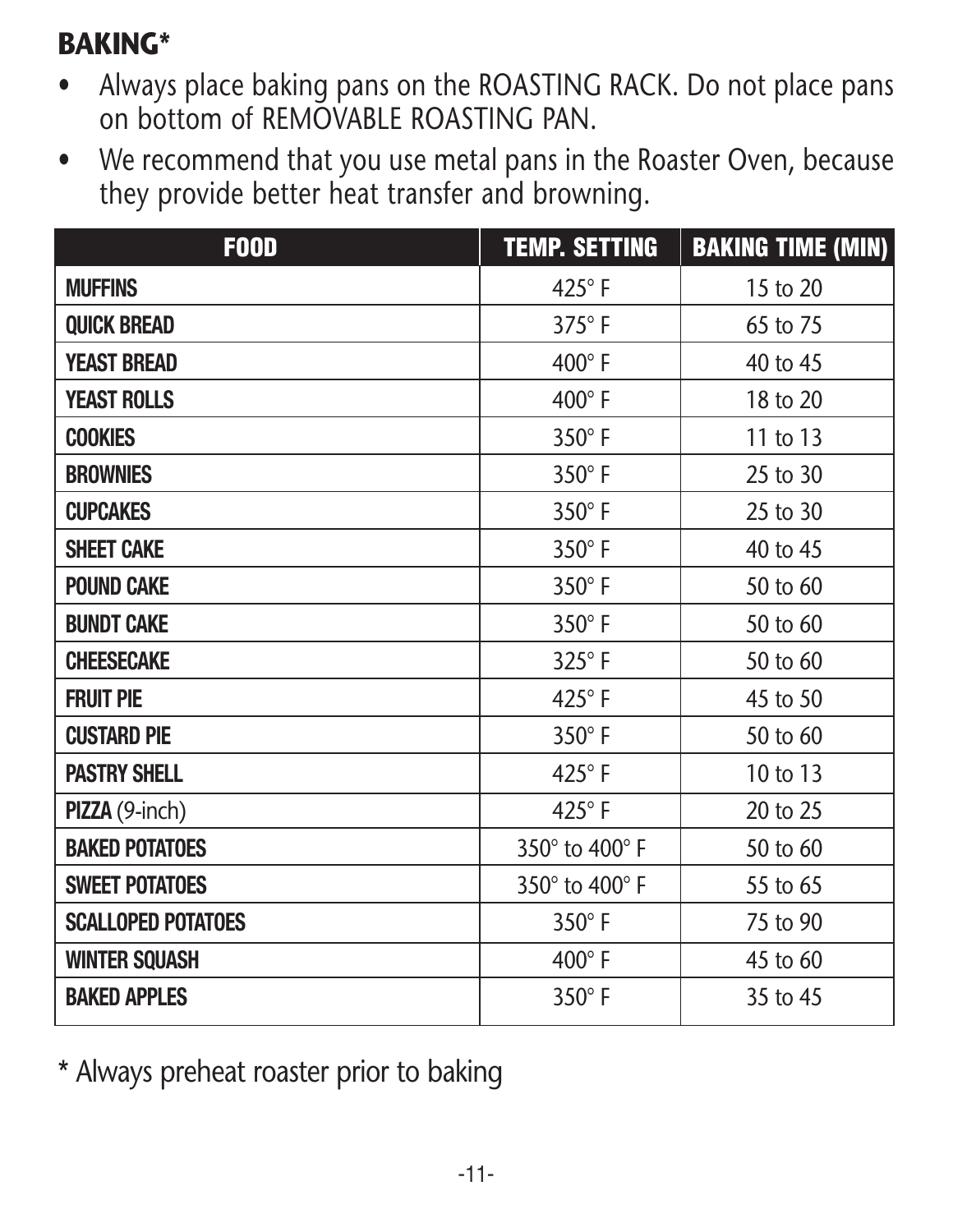## BAKING*

- Always place baking pans on the ROASTING RACK. Do not place pans on bottom of REMOVABLE ROASTING PAN.
- We recommend that you use metal pans in the Roaster Oven, because they provide better heat transfer and browning.

| FOOD | TEMP. SETTING | BAKING TIME (MIN) |
|---|---|---|
| **MUFFINS** | 425° F | 15 to 20 |
| **QUICK BREAD** | 375° F | 65 to 75 |
| **YEAST BREAD** | 400° F | 40 to 45 |
| **YEAST ROLLS** | 400° F | 18 to 20 |
| **COOKIES** | 350° F | 11 to 13 |
| **BROWNIES** | 350° F | 25 to 30 |
| **CUPCAKES** | 350° F | 25 to 30 |
| **SHEET CAKE** | 350° F | 40 to 45 |
| **POUND CAKE** | 350° F | 50 to 60 |
| **BUNDT CAKE** | 350° F | 50 to 60 |
| **CHEESECAKE** | 325° F | 50 to 60 |
| **FRUIT PIE** | 425° F | 45 to 50 |
| **CUSTARD PIE** | 350° F | 50 to 60 |
| **PASTRY SHELL** | 425° F | 10 to 13 |
| **PIZZA** (9-inch) | 425° F | 20 to 25 |
| **BAKED POTATOES** | 350° to 400° F | 50 to 60 |
| **SWEET POTATOES** | 350° to 400° F | 55 to 65 |
| **SCALLOPED POTATOES** | 350° F | 75 to 90 |
| **WINTER SQUASH** | 400° F | 45 to 60 |
| **BAKED APPLES** | 350° F | 35 to 45 |

* Always preheat roaster prior to baking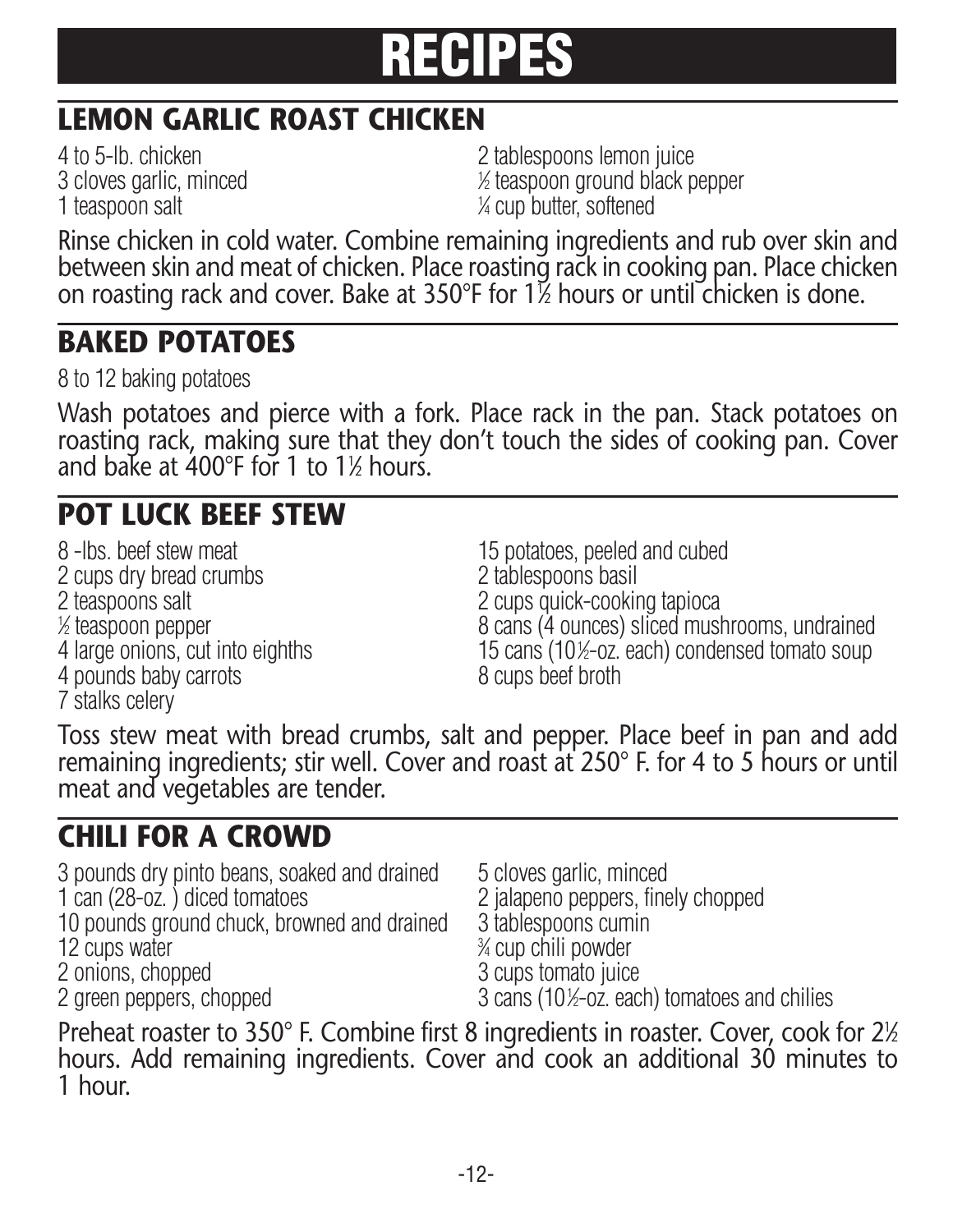# RECIPES

## LEMON GARLIC ROAST CHICKEN

4 to 5-lb. chicken
3 cloves garlic, minced
1 teaspoon salt
2 tablespoons lemon juice
½ teaspoon ground black pepper
¼ cup butter, softened

Rinse chicken in cold water. Combine remaining ingredients and rub over skin and between skin and meat of chicken. Place roasting rack in cooking pan. Place chicken on roasting rack and cover. Bake at 350°F for 1½ hours or until chicken is done.

## BAKED POTATOES

8 to 12 baking potatoes

Wash potatoes and pierce with a fork. Place rack in the pan. Stack potatoes on roasting rack, making sure that they don't touch the sides of cooking pan. Cover and bake at 400°F for 1 to 1½ hours.

## POT LUCK BEEF STEW

8 -lbs. beef stew meat
2 cups dry bread crumbs
2 teaspoons salt
½ teaspoon pepper
4 large onions, cut into eighths
4 pounds baby carrots
7 stalks celery
15 potatoes, peeled and cubed
2 tablespoons basil
2 cups quick-cooking tapioca
8 cans (4 ounces) sliced mushrooms, undrained
15 cans (10½-oz. each) condensed tomato soup
8 cups beef broth

Toss stew meat with bread crumbs, salt and pepper. Place beef in pan and add remaining ingredients; stir well. Cover and roast at 250° F. for 4 to 5 hours or until meat and vegetables are tender.

## CHILI FOR A CROWD

3 pounds dry pinto beans, soaked and drained
1 can (28-oz. ) diced tomatoes
10 pounds ground chuck, browned and drained
12 cups water
2 onions, chopped
2 green peppers, chopped
5 cloves garlic, minced
2 jalapeno peppers, finely chopped
3 tablespoons cumin
¾ cup chili powder
3 cups tomato juice
3 cans (10½-oz. each) tomatoes and chilies

Preheat roaster to 350° F. Combine first 8 ingredients in roaster. Cover, cook for 2½ hours. Add remaining ingredients. Cover and cook an additional 30 minutes to 1 hour.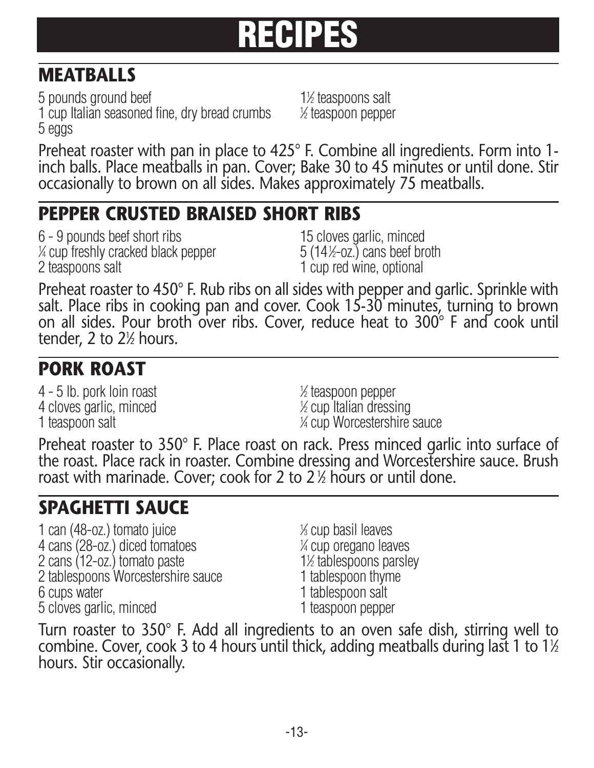# RECIPES

## MEATBALLS

5 pounds ground beef
1 cup Italian seasoned fine, dry bread crumbs
5 eggs
1½ teaspoons salt
½ teaspoon pepper

Preheat roaster with pan in place to 425° F. Combine all ingredients. Form into 1-inch balls. Place meatballs in pan. Cover; Bake 30 to 45 minutes or until done. Stir occasionally to brown on all sides. Makes approximately 75 meatballs.

## PEPPER CRUSTED BRAISED SHORT RIBS

6 - 9 pounds beef short ribs
¼ cup freshly cracked black pepper
2 teaspoons salt
15 cloves garlic, minced
5 (14½-oz.) cans beef broth
1 cup red wine, optional

Preheat roaster to 450° F. Rub ribs on all sides with pepper and garlic. Sprinkle with salt. Place ribs in cooking pan and cover. Cook 15-30 minutes, turning to brown on all sides. Pour broth over ribs. Cover, reduce heat to 300° F and cook until tender, 2 to 2½ hours.

## PORK ROAST

4 - 5 lb. pork loin roast
4 cloves garlic, minced
1 teaspoon salt
½ teaspoon pepper
½ cup Italian dressing
¼ cup Worcestershire sauce

Preheat roaster to 350° F. Place roast on rack. Press minced garlic into surface of the roast. Place rack in roaster. Combine dressing and Worcestershire sauce. Brush roast with marinade. Cover; cook for 2 to 2½ hours or until done.

## SPAGHETTI SAUCE

1 can (48-oz.) tomato juice
4 cans (28-oz.) diced tomatoes
2 cans (12-oz.) tomato paste
2 tablespoons Worcestershire sauce
6 cups water
5 cloves garlic, minced
⅓ cup basil leaves
¼ cup oregano leaves
1½ tablespoons parsley
1 tablespoon thyme
1 tablespoon salt
1 teaspoon pepper

Turn roaster to 350° F. Add all ingredients to an oven safe dish, stirring well to combine. Cover, cook 3 to 4 hours until thick, adding meatballs during last 1 to 1½ hours. Stir occasionally.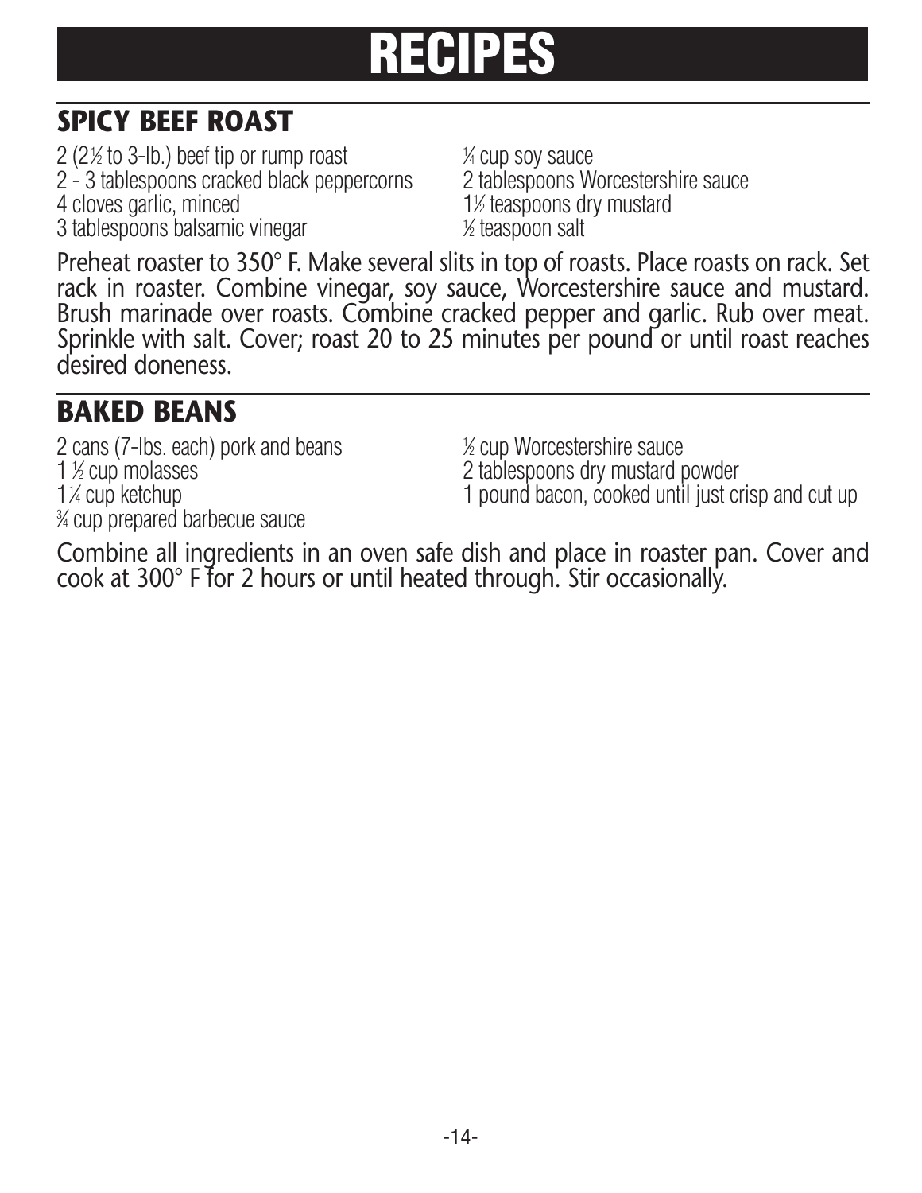# RECIPES

## SPICY BEEF ROAST

- 2 (2½ to 3-lb.) beef tip or rump roast
- 2 - 3 tablespoons cracked black peppercorns
- 4 cloves garlic, minced
- 3 tablespoons balsamic vinegar
- ¼ cup soy sauce
- 2 tablespoons Worcestershire sauce
- 1½ teaspoons dry mustard
- ½ teaspoon salt

Preheat roaster to 350° F. Make several slits in top of roasts. Place roasts on rack. Set rack in roaster. Combine vinegar, soy sauce, Worcestershire sauce and mustard. Brush marinade over roasts. Combine cracked pepper and garlic. Rub over meat. Sprinkle with salt. Cover; roast 20 to 25 minutes per pound or until roast reaches desired doneness.

## BAKED BEANS

- 2 cans (7-lbs. each) pork and beans
- 1 ½ cup molasses
- 1¼ cup ketchup
- ¾ cup prepared barbecue sauce
- ½ cup Worcestershire sauce
- 2 tablespoons dry mustard powder
- 1 pound bacon, cooked until just crisp and cut up

Combine all ingredients in an oven safe dish and place in roaster pan. Cover and cook at 300° F for 2 hours or until heated through. Stir occasionally.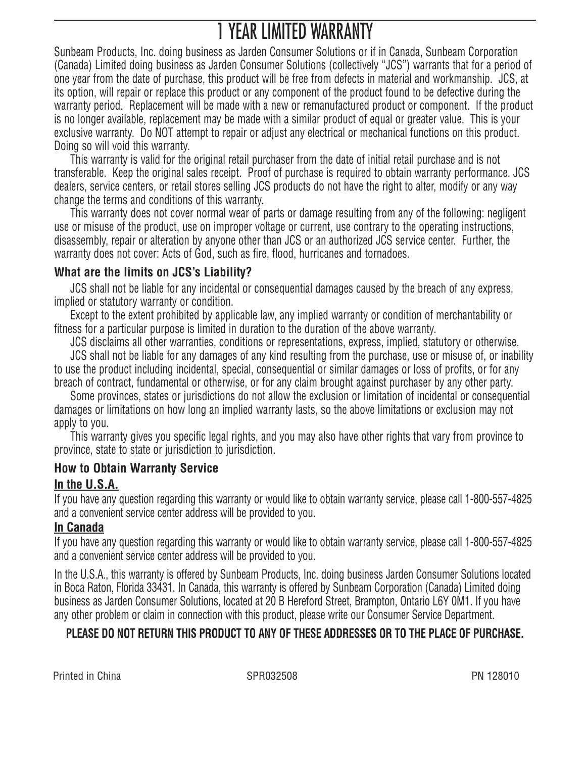# 1 YEAR LIMITED WARRANTY

Sunbeam Products, Inc. doing business as Jarden Consumer Solutions or if in Canada, Sunbeam Corporation (Canada) Limited doing business as Jarden Consumer Solutions (collectively "JCS") warrants that for a period of one year from the date of purchase, this product will be free from defects in material and workmanship. JCS, at its option, will repair or replace this product or any component of the product found to be defective during the warranty period. Replacement will be made with a new or remanufactured product or component. If the product is no longer available, replacement may be made with a similar product of equal or greater value. This is your exclusive warranty. Do NOT attempt to repair or adjust any electrical or mechanical functions on this product. Doing so will void this warranty.

This warranty is valid for the original retail purchaser from the date of initial retail purchase and is not transferable. Keep the original sales receipt. Proof of purchase is required to obtain warranty performance. JCS dealers, service centers, or retail stores selling JCS products do not have the right to alter, modify or any way change the terms and conditions of this warranty.

This warranty does not cover normal wear of parts or damage resulting from any of the following: negligent use or misuse of the product, use on improper voltage or current, use contrary to the operating instructions, disassembly, repair or alteration by anyone other than JCS or an authorized JCS service center. Further, the warranty does not cover: Acts of God, such as fire, flood, hurricanes and tornadoes.

### What are the limits on JCS's Liability?

JCS shall not be liable for any incidental or consequential damages caused by the breach of any express, implied or statutory warranty or condition.

Except to the extent prohibited by applicable law, any implied warranty or condition of merchantability or fitness for a particular purpose is limited in duration to the duration of the above warranty.

JCS disclaims all other warranties, conditions or representations, express, implied, statutory or otherwise.

JCS shall not be liable for any damages of any kind resulting from the purchase, use or misuse of, or inability to use the product including incidental, special, consequential or similar damages or loss of profits, or for any breach of contract, fundamental or otherwise, or for any claim brought against purchaser by any other party.

Some provinces, states or jurisdictions do not allow the exclusion or limitation of incidental or consequential damages or limitations on how long an implied warranty lasts, so the above limitations or exclusion may not apply to you.

This warranty gives you specific legal rights, and you may also have other rights that vary from province to province, state to state or jurisdiction to jurisdiction.

### How to Obtain Warranty Service

**In the U.S.A.**

If you have any question regarding this warranty or would like to obtain warranty service, please call 1-800-557-4825 and a convenient service center address will be provided to you.

**In Canada**

If you have any question regarding this warranty or would like to obtain warranty service, please call 1-800-557-4825 and a convenient service center address will be provided to you.

In the U.S.A., this warranty is offered by Sunbeam Products, Inc. doing business Jarden Consumer Solutions located in Boca Raton, Florida 33431. In Canada, this warranty is offered by Sunbeam Corporation (Canada) Limited doing business as Jarden Consumer Solutions, located at 20 B Hereford Street, Brampton, Ontario L6Y 0M1. If you have any other problem or claim in connection with this product, please write our Consumer Service Department.

**PLEASE DO NOT RETURN THIS PRODUCT TO ANY OF THESE ADDRESSES OR TO THE PLACE OF PURCHASE.**

Printed in China SPR032508 PN 128010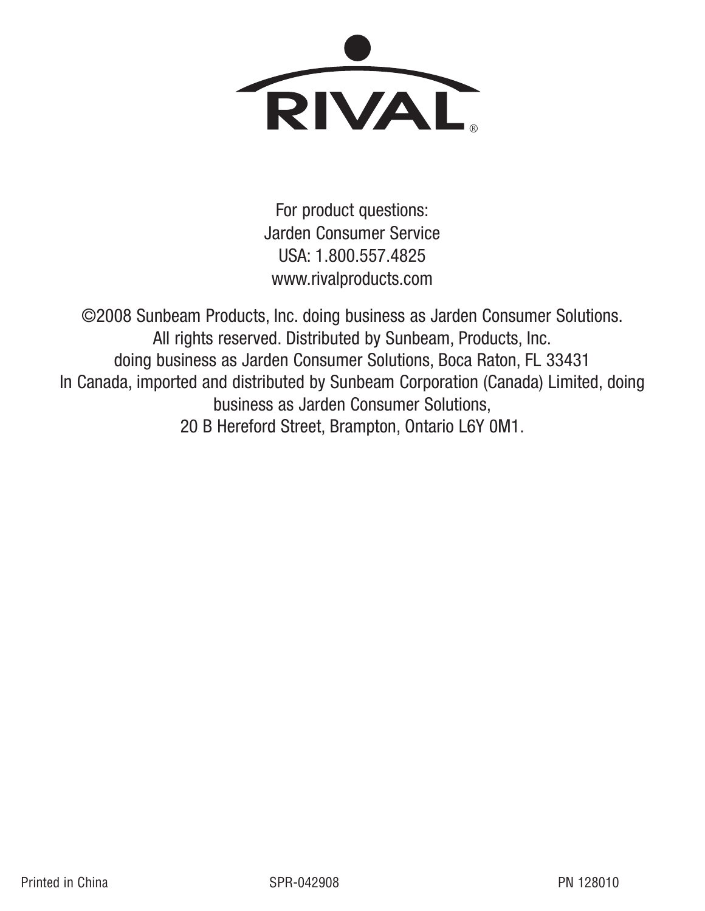# RIVAL®

For product questions:
Jarden Consumer Service
USA: 1.800.557.4825
www.rivalproducts.com

©2008 Sunbeam Products, Inc. doing business as Jarden Consumer Solutions.
All rights reserved. Distributed by Sunbeam, Products, Inc.
doing business as Jarden Consumer Solutions, Boca Raton, FL 33431
In Canada, imported and distributed by Sunbeam Corporation (Canada) Limited, doing business as Jarden Consumer Solutions,
20 B Hereford Street, Brampton, Ontario L6Y 0M1.

Printed in China SPR-042908 PN 128010